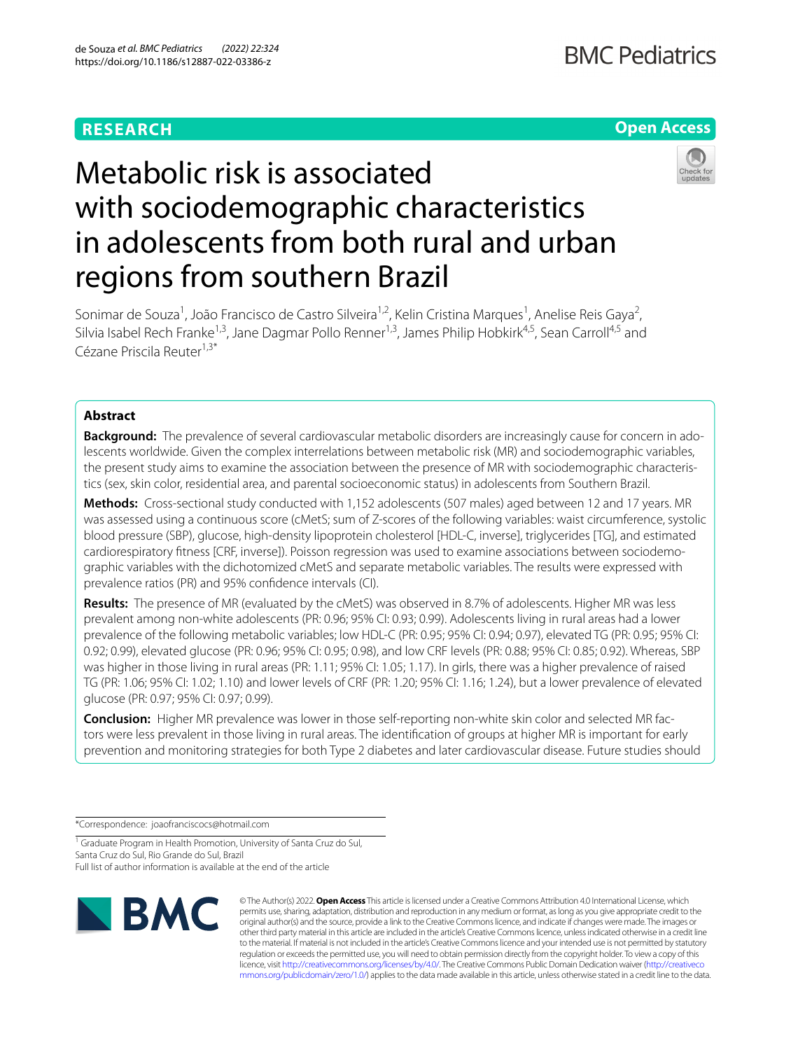# Metabolic risk is associated with sociodemographic characteristics in adolescents from both rural and urban regions from southern Brazil

Sonimar de Souza[1], João Francisco de Castro Silveira[1,2], Kelin Cristina Marques[1], Anelise Reis Gaya[2], Silvia Isabel Rech Franke[1,3], Jane Dagmar Pollo Renner[1,3], James Philip Hobkirk[4,5], Sean Carroll[4,5] and Cézane Priscila Reuter[1,3*]

## Abstract

**Background:** The prevalence of several cardiovascular metabolic disorders are increasingly cause for concern in adolescents worldwide. Given the complex interrelations between metabolic risk (MR) and sociodemographic variables, the present study aims to examine the association between the presence of MR with sociodemographic characteristics (sex, skin color, residential area, and parental socioeconomic status) in adolescents from Southern Brazil.

**Methods:** Cross-sectional study conducted with 1,152 adolescents (507 males) aged between 12 and 17 years. MR was assessed using a continuous score (cMetS; sum of Z-scores of the following variables: waist circumference, systolic blood pressure (SBP), glucose, high-density lipoprotein cholesterol [HDL-C, inverse], triglycerides [TG], and estimated cardiorespiratory fitness [CRF, inverse]). Poisson regression was used to examine associations between sociodemographic variables with the dichotomized cMetS and separate metabolic variables. The results were expressed with prevalence ratios (PR) and 95% confidence intervals (CI).

**Results:** The presence of MR (evaluated by the cMetS) was observed in 8.7% of adolescents. Higher MR was less prevalent among non-white adolescents (PR: 0.96; 95% CI: 0.93; 0.99). Adolescents living in rural areas had a lower prevalence of the following metabolic variables; low HDL-C (PR: 0.95; 95% CI: 0.94; 0.97), elevated TG (PR: 0.95; 95% CI: 0.92; 0.99), elevated glucose (PR: 0.96; 95% CI: 0.95; 0.98), and low CRF levels (PR: 0.88; 95% CI: 0.85; 0.92). Whereas, SBP was higher in those living in rural areas (PR: 1.11; 95% CI: 1.05; 1.17). In girls, there was a higher prevalence of raised TG (PR: 1.06; 95% CI: 1.02; 1.10) and lower levels of CRF (PR: 1.20; 95% CI: 1.16; 1.24), but a lower prevalence of elevated glucose (PR: 0.97; 95% CI: 0.97; 0.99).

**Conclusion:** Higher MR prevalence was lower in those self-reporting non-white skin color and selected MR factors were less prevalent in those living in rural areas. The identification of groups at higher MR is important for early prevention and monitoring strategies for both Type 2 diabetes and later cardiovascular disease. Future studies should

*Correspondence: joaofranciscocs@hotmail.com

[1] Graduate Program in Health Promotion, University of Santa Cruz do Sul, Santa Cruz do Sul, Rio Grande do Sul, Brazil

Full list of author information is available at the end of the article

© The Author(s) 2022. **Open Access** This article is licensed under a Creative Commons Attribution 4.0 International License, which permits use, sharing, adaptation, distribution and reproduction in any medium or format, as long as you give appropriate credit to the original author(s) and the source, provide a link to the Creative Commons licence, and indicate if changes were made. The images or other third party material in this article are included in the article's Creative Commons licence, unless indicated otherwise in a credit line to the material. If material is not included in the article's Creative Commons licence and your intended use is not permitted by statutory regulation or exceeds the permitted use, you will need to obtain permission directly from the copyright holder. To view a copy of this licence, visit http://creativecommons.org/licenses/by/4.0/. The Creative Commons Public Domain Dedication waiver (http://creativecommons.org/publicdomain/zero/1.0/) applies to the data made available in this article, unless otherwise stated in a credit line to the data.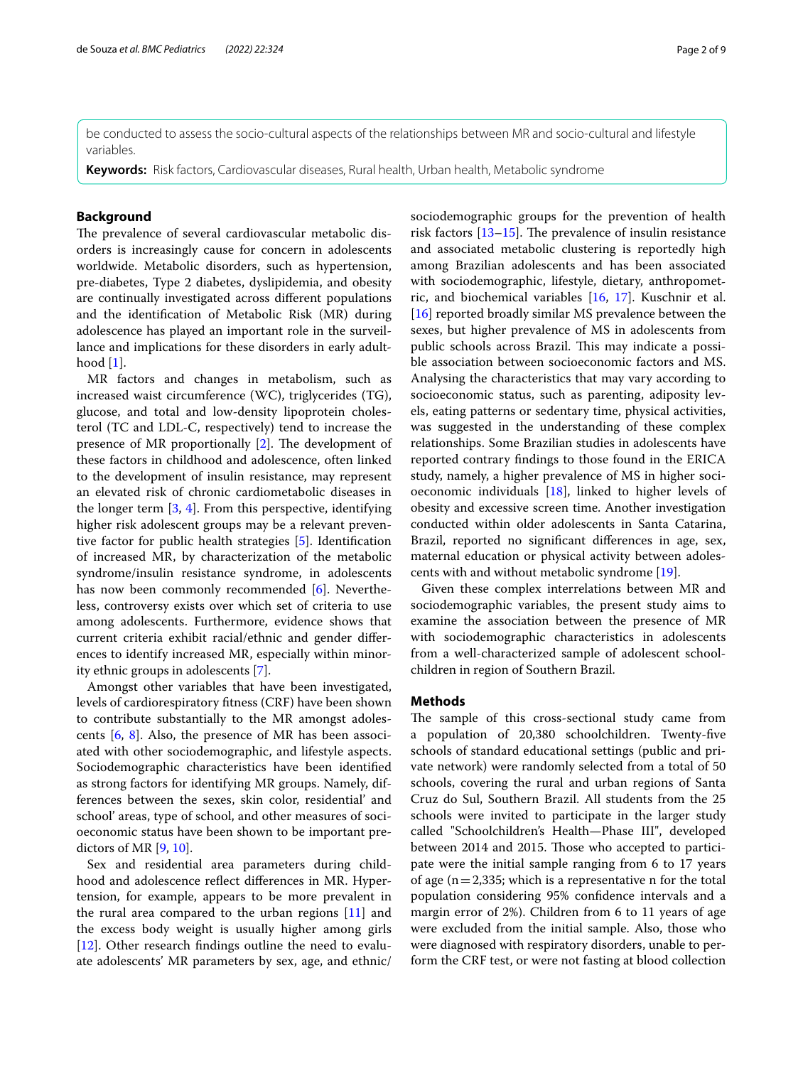be conducted to assess the socio-cultural aspects of the relationships between MR and socio-cultural and lifestyle variables.

**Keywords:** Risk factors, Cardiovascular diseases, Rural health, Urban health, Metabolic syndrome

## Background

The prevalence of several cardiovascular metabolic disorders is increasingly cause for concern in adolescents worldwide. Metabolic disorders, such as hypertension, pre-diabetes, Type 2 diabetes, dyslipidemia, and obesity are continually investigated across different populations and the identification of Metabolic Risk (MR) during adolescence has played an important role in the surveillance and implications for these disorders in early adulthood [1].

MR factors and changes in metabolism, such as increased waist circumference (WC), triglycerides (TG), glucose, and total and low-density lipoprotein cholesterol (TC and LDL-C, respectively) tend to increase the presence of MR proportionally [2]. The development of these factors in childhood and adolescence, often linked to the development of insulin resistance, may represent an elevated risk of chronic cardiometabolic diseases in the longer term [3, 4]. From this perspective, identifying higher risk adolescent groups may be a relevant preventive factor for public health strategies [5]. Identification of increased MR, by characterization of the metabolic syndrome/insulin resistance syndrome, in adolescents has now been commonly recommended [6]. Nevertheless, controversy exists over which set of criteria to use among adolescents. Furthermore, evidence shows that current criteria exhibit racial/ethnic and gender differences to identify increased MR, especially within minority ethnic groups in adolescents [7].

Amongst other variables that have been investigated, levels of cardiorespiratory fitness (CRF) have been shown to contribute substantially to the MR amongst adolescents [6, 8]. Also, the presence of MR has been associated with other sociodemographic, and lifestyle aspects. Sociodemographic characteristics have been identified as strong factors for identifying MR groups. Namely, differences between the sexes, skin color, residential' and school' areas, type of school, and other measures of socioeconomic status have been shown to be important predictors of MR [9, 10].

Sex and residential area parameters during childhood and adolescence reflect differences in MR. Hypertension, for example, appears to be more prevalent in the rural area compared to the urban regions [11] and the excess body weight is usually higher among girls [12]. Other research findings outline the need to evaluate adolescents' MR parameters by sex, age, and ethnic/sociodemographic groups for the prevention of health risk factors [13–15]. The prevalence of insulin resistance and associated metabolic clustering is reportedly high among Brazilian adolescents and has been associated with sociodemographic, lifestyle, dietary, anthropometric, and biochemical variables [16, 17]. Kuschnir et al. [16] reported broadly similar MS prevalence between the sexes, but higher prevalence of MS in adolescents from public schools across Brazil. This may indicate a possible association between socioeconomic factors and MS. Analysing the characteristics that may vary according to socioeconomic status, such as parenting, adiposity levels, eating patterns or sedentary time, physical activities, was suggested in the understanding of these complex relationships. Some Brazilian studies in adolescents have reported contrary findings to those found in the ERICA study, namely, a higher prevalence of MS in higher socioeconomic individuals [18], linked to higher levels of obesity and excessive screen time. Another investigation conducted within older adolescents in Santa Catarina, Brazil, reported no significant differences in age, sex, maternal education or physical activity between adolescents with and without metabolic syndrome [19].

Given these complex interrelations between MR and sociodemographic variables, the present study aims to examine the association between the presence of MR with sociodemographic characteristics in adolescents from a well-characterized sample of adolescent schoolchildren in region of Southern Brazil.

## Methods

The sample of this cross-sectional study came from a population of 20,380 schoolchildren. Twenty-five schools of standard educational settings (public and private network) were randomly selected from a total of 50 schools, covering the rural and urban regions of Santa Cruz do Sul, Southern Brazil. All students from the 25 schools were invited to participate in the larger study called "Schoolchildren's Health—Phase III", developed between 2014 and 2015. Those who accepted to participate were the initial sample ranging from 6 to 17 years of age (n = 2,335; which is a representative n for the total population considering 95% confidence intervals and a margin error of 2%). Children from 6 to 11 years of age were excluded from the initial sample. Also, those who were diagnosed with respiratory disorders, unable to perform the CRF test, or were not fasting at blood collection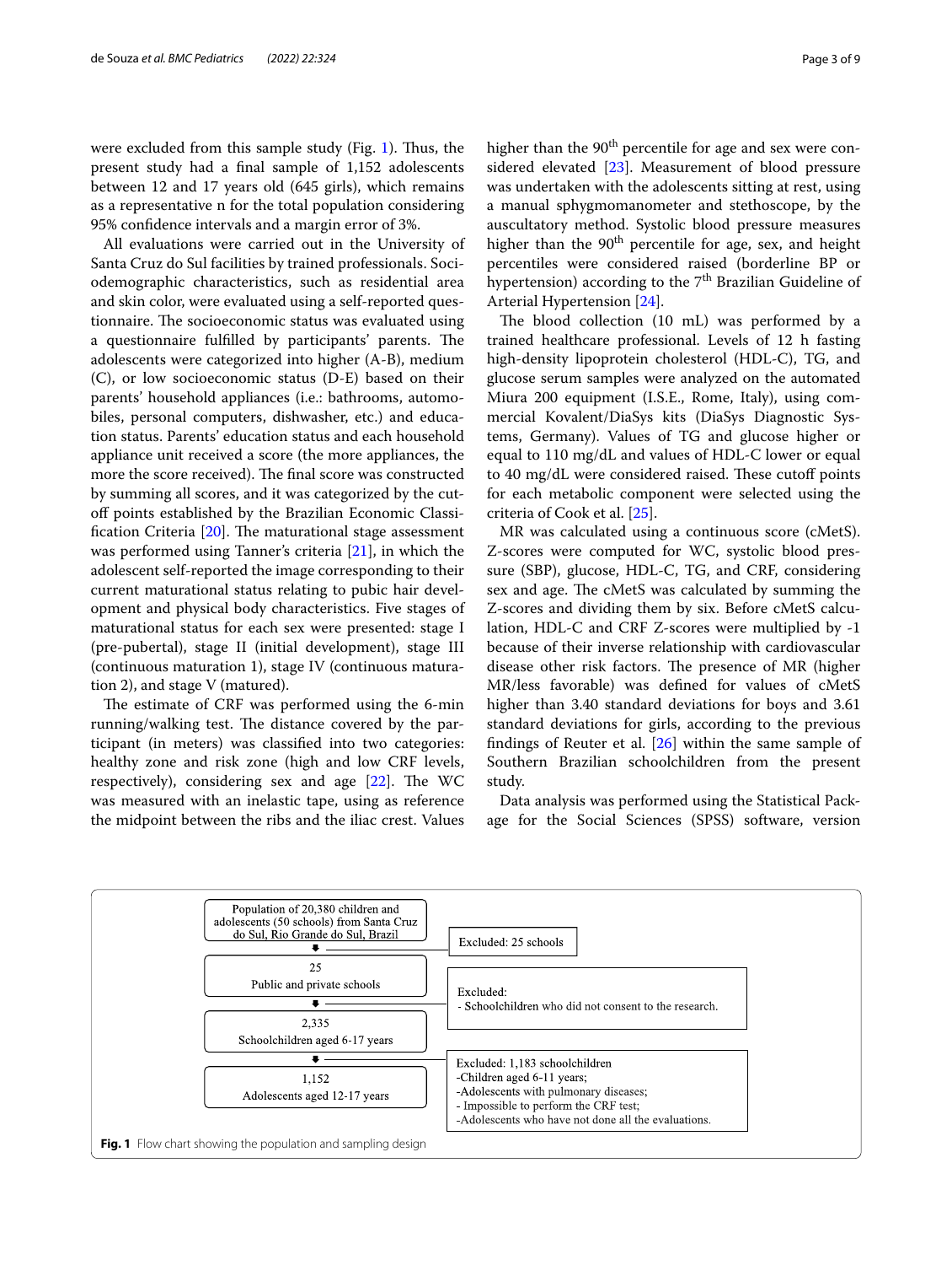were excluded from this sample study (Fig. 1). Thus, the present study had a final sample of 1,152 adolescents between 12 and 17 years old (645 girls), which remains as a representative n for the total population considering 95% confidence intervals and a margin error of 3%.

All evaluations were carried out in the University of Santa Cruz do Sul facilities by trained professionals. Sociodemographic characteristics, such as residential area and skin color, were evaluated using a self-reported questionnaire. The socioeconomic status was evaluated using a questionnaire fulfilled by participants' parents. The adolescents were categorized into higher (A-B), medium (C), or low socioeconomic status (D-E) based on their parents' household appliances (i.e.: bathrooms, automobiles, personal computers, dishwasher, etc.) and education status. Parents' education status and each household appliance unit received a score (the more appliances, the more the score received). The final score was constructed by summing all scores, and it was categorized by the cutoff points established by the Brazilian Economic Classification Criteria [20]. The maturational stage assessment was performed using Tanner's criteria [21], in which the adolescent self-reported the image corresponding to their current maturational status relating to pubic hair development and physical body characteristics. Five stages of maturational status for each sex were presented: stage I (pre-pubertal), stage II (initial development), stage III (continuous maturation 1), stage IV (continuous maturation 2), and stage V (matured).

The estimate of CRF was performed using the 6-min running/walking test. The distance covered by the participant (in meters) was classified into two categories: healthy zone and risk zone (high and low CRF levels, respectively), considering sex and age [22]. The WC was measured with an inelastic tape, using as reference the midpoint between the ribs and the iliac crest. Values higher than the 90$^{th}$ percentile for age and sex were considered elevated [23]. Measurement of blood pressure was undertaken with the adolescents sitting at rest, using a manual sphygmomanometer and stethoscope, by the auscultatory method. Systolic blood pressure measures higher than the 90$^{th}$ percentile for age, sex, and height percentiles were considered raised (borderline BP or hypertension) according to the 7$^{th}$ Brazilian Guideline of Arterial Hypertension [24].

The blood collection (10 mL) was performed by a trained healthcare professional. Levels of 12 h fasting high-density lipoprotein cholesterol (HDL-C), TG, and glucose serum samples were analyzed on the automated Miura 200 equipment (I.S.E., Rome, Italy), using commercial Kovalent/DiaSys kits (DiaSys Diagnostic Systems, Germany). Values of TG and glucose higher or equal to 110 mg/dL and values of HDL-C lower or equal to 40 mg/dL were considered raised. These cutoff points for each metabolic component were selected using the criteria of Cook et al. [25].

MR was calculated using a continuous score (cMetS). Z-scores were computed for WC, systolic blood pressure (SBP), glucose, HDL-C, TG, and CRF, considering sex and age. The cMetS was calculated by summing the Z-scores and dividing them by six. Before cMetS calculation, HDL-C and CRF Z-scores were multiplied by -1 because of their inverse relationship with cardiovascular disease other risk factors. The presence of MR (higher MR/less favorable) was defined for values of cMetS higher than 3.40 standard deviations for boys and 3.61 standard deviations for girls, according to the previous findings of Reuter et al. [26] within the same sample of Southern Brazilian schoolchildren from the present study.

Data analysis was performed using the Statistical Package for the Social Sciences (SPSS) software, version

Population of 20,380 children and adolescents (50 schools) from Santa Cruz do Sul, Rio Grande do Sul, Brazil → Excluded: 25 schools

25 Public and private schools → Excluded: - Schoolchildren who did not consent to the research.

2,335 Schoolchildren aged 6-17 years → Excluded: 1,183 schoolchildren
- Children aged 6-11 years;
- Adolescents with pulmonary diseases;
- Impossible to perform the CRF test;
- Adolescents who have not done all the evaluations.

1,152 Adolescents aged 12-17 years

**Fig. 1** Flow chart showing the population and sampling design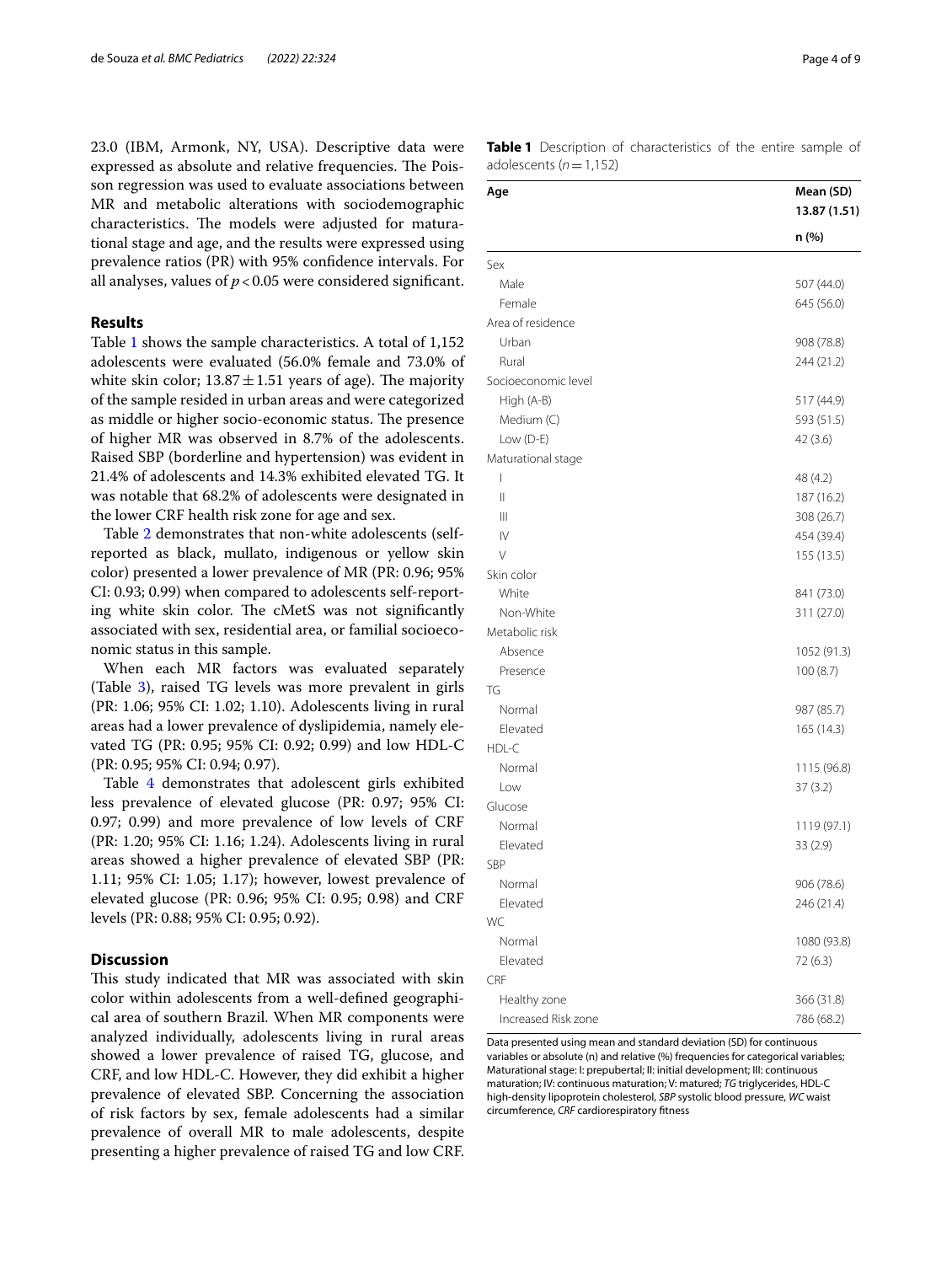23.0 (IBM, Armonk, NY, USA). Descriptive data were expressed as absolute and relative frequencies. The Poisson regression was used to evaluate associations between MR and metabolic alterations with sociodemographic characteristics. The models were adjusted for maturational stage and age, and the results were expressed using prevalence ratios (PR) with 95% confidence intervals. For all analyses, values of $p<0.05$ were considered significant.

## Results

Table 1 shows the sample characteristics. A total of 1,152 adolescents were evaluated (56.0% female and 73.0% of white skin color; $13.87 \pm 1.51$ years of age). The majority of the sample resided in urban areas and were categorized as middle or higher socio-economic status. The presence of higher MR was observed in 8.7% of the adolescents. Raised SBP (borderline and hypertension) was evident in 21.4% of adolescents and 14.3% exhibited elevated TG. It was notable that 68.2% of adolescents were designated in the lower CRF health risk zone for age and sex.

Table 2 demonstrates that non-white adolescents (self-reported as black, mullato, indigenous or yellow skin color) presented a lower prevalence of MR (PR: 0.96; 95% CI: 0.93; 0.99) when compared to adolescents self-reporting white skin color. The cMetS was not significantly associated with sex, residential area, or familial socioeconomic status in this sample.

When each MR factors was evaluated separately (Table 3), raised TG levels was more prevalent in girls (PR: 1.06; 95% CI: 1.02; 1.10). Adolescents living in rural areas had a lower prevalence of dyslipidemia, namely elevated TG (PR: 0.95; 95% CI: 0.92; 0.99) and low HDL-C (PR: 0.95; 95% CI: 0.94; 0.97).

Table 4 demonstrates that adolescent girls exhibited less prevalence of elevated glucose (PR: 0.97; 95% CI: 0.97; 0.99) and more prevalence of low levels of CRF (PR: 1.20; 95% CI: 1.16; 1.24). Adolescents living in rural areas showed a higher prevalence of elevated SBP (PR: 1.11; 95% CI: 1.05; 1.17); however, lowest prevalence of elevated glucose (PR: 0.96; 95% CI: 0.95; 0.98) and CRF levels (PR: 0.88; 95% CI: 0.95; 0.92).

## Discussion

This study indicated that MR was associated with skin color within adolescents from a well-defined geographical area of southern Brazil. When MR components were analyzed individually, adolescents living in rural areas showed a lower prevalence of raised TG, glucose, and CRF, and low HDL-C. However, they did exhibit a higher prevalence of elevated SBP. Concerning the association of risk factors by sex, female adolescents had a similar prevalence of overall MR to male adolescents, despite presenting a higher prevalence of raised TG and low CRF.

**Table 1** Description of characteristics of the entire sample of adolescents ($n=1{,}152$)

| Age | Mean (SD) 13.87 (1.51) |
|---|---|
| | n (%) |
| Sex | |
| Male | 507 (44.0) |
| Female | 645 (56.0) |
| Area of residence | |
| Urban | 908 (78.8) |
| Rural | 244 (21.2) |
| Socioeconomic level | |
| High (A-B) | 517 (44.9) |
| Medium (C) | 593 (51.5) |
| Low (D-E) | 42 (3.6) |
| Maturational stage | |
| I | 48 (4.2) |
| II | 187 (16.2) |
| III | 308 (26.7) |
| IV | 454 (39.4) |
| V | 155 (13.5) |
| Skin color | |
| White | 841 (73.0) |
| Non-White | 311 (27.0) |
| Metabolic risk | |
| Absence | 1052 (91.3) |
| Presence | 100 (8.7) |
| TG | |
| Normal | 987 (85.7) |
| Elevated | 165 (14.3) |
| HDL-C | |
| Normal | 1115 (96.8) |
| Low | 37 (3.2) |
| Glucose | |
| Normal | 1119 (97.1) |
| Elevated | 33 (2.9) |
| SBP | |
| Normal | 906 (78.6) |
| Elevated | 246 (21.4) |
| WC | |
| Normal | 1080 (93.8) |
| Elevated | 72 (6.3) |
| CRF | |
| Healthy zone | 366 (31.8) |
| Increased Risk zone | 786 (68.2) |

Data presented using mean and standard deviation (SD) for continuous variables or absolute (n) and relative (%) frequencies for categorical variables; Maturational stage: I: prepubertal; II: initial development; III: continuous maturation; IV: continuous maturation; V: matured; *TG* triglycerides, HDL-C high-density lipoprotein cholesterol, *SBP* systolic blood pressure, *WC* waist circumference, *CRF* cardiorespiratory fitness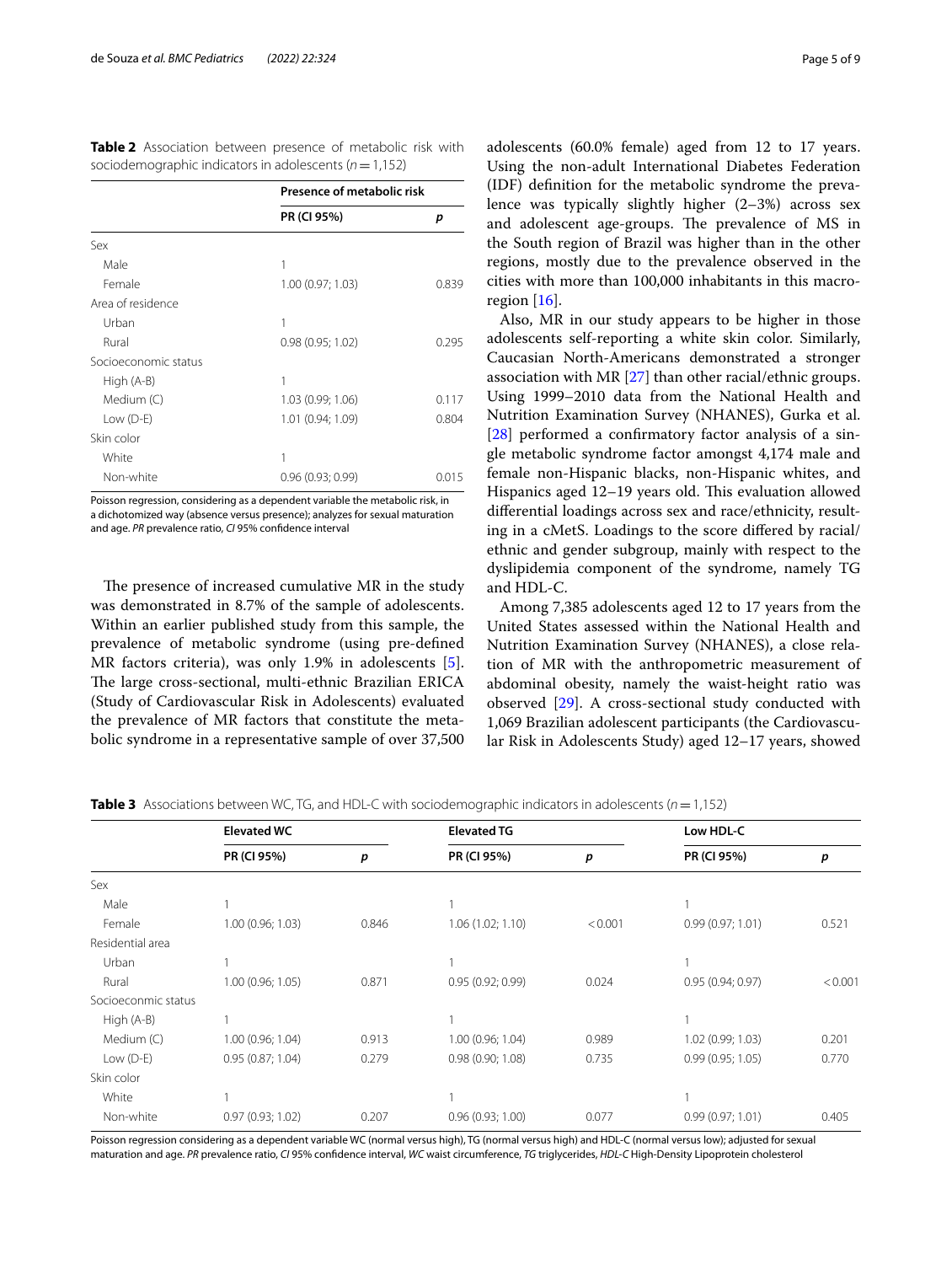**Table 2** Association between presence of metabolic risk with sociodemographic indicators in adolescents ($n = 1{,}152$)

| | Presence of metabolic risk | |
|---|---|---|
| | **PR (CI 95%)** | ***p*** |
| Sex | | |
| Male | 1 | |
| Female | 1.00 (0.97; 1.03) | 0.839 |
| Area of residence | | |
| Urban | 1 | |
| Rural | 0.98 (0.95; 1.02) | 0.295 |
| Socioeconomic status | | |
| High (A-B) | 1 | |
| Medium (C) | 1.03 (0.99; 1.06) | 0.117 |
| Low (D-E) | 1.01 (0.94; 1.09) | 0.804 |
| Skin color | | |
| White | 1 | |
| Non-white | 0.96 (0.93; 0.99) | 0.015 |

Poisson regression, considering as a dependent variable the metabolic risk, in a dichotomized way (absence versus presence); analyzes for sexual maturation and age. *PR* prevalence ratio, *CI* 95% confidence interval

The presence of increased cumulative MR in the study was demonstrated in 8.7% of the sample of adolescents. Within an earlier published study from this sample, the prevalence of metabolic syndrome (using pre-defined MR factors criteria), was only 1.9% in adolescents [5]. The large cross-sectional, multi-ethnic Brazilian ERICA (Study of Cardiovascular Risk in Adolescents) evaluated the prevalence of MR factors that constitute the metabolic syndrome in a representative sample of over 37,500 adolescents (60.0% female) aged from 12 to 17 years. Using the non-adult International Diabetes Federation (IDF) definition for the metabolic syndrome the prevalence was typically slightly higher (2–3%) across sex and adolescent age-groups. The prevalence of MS in the South region of Brazil was higher than in the other regions, mostly due to the prevalence observed in the cities with more than 100,000 inhabitants in this macro-region [16].

Also, MR in our study appears to be higher in those adolescents self-reporting a white skin color. Similarly, Caucasian North-Americans demonstrated a stronger association with MR [27] than other racial/ethnic groups. Using 1999–2010 data from the National Health and Nutrition Examination Survey (NHANES), Gurka et al. [28] performed a confirmatory factor analysis of a single metabolic syndrome factor amongst 4,174 male and female non-Hispanic blacks, non-Hispanic whites, and Hispanics aged 12–19 years old. This evaluation allowed differential loadings across sex and race/ethnicity, resulting in a cMetS. Loadings to the score differed by racial/ethnic and gender subgroup, mainly with respect to the dyslipidemia component of the syndrome, namely TG and HDL-C.

Among 7,385 adolescents aged 12 to 17 years from the United States assessed within the National Health and Nutrition Examination Survey (NHANES), a close relation of MR with the anthropometric measurement of abdominal obesity, namely the waist-height ratio was observed [29]. A cross-sectional study conducted with 1,069 Brazilian adolescent participants (the Cardiovascular Risk in Adolescents Study) aged 12–17 years, showed

**Table 3** Associations between WC, TG, and HDL-C with sociodemographic indicators in adolescents ($n = 1{,}152$)

| | Elevated WC | | Elevated TG | | Low HDL-C | |
|---|---|---|---|---|---|---|
| | **PR (CI 95%)** | ***p*** | **PR (CI 95%)** | ***p*** | **PR (CI 95%)** | ***p*** |
| Sex | | | | | | |
| Male | 1 | | 1 | | 1 | |
| Female | 1.00 (0.96; 1.03) | 0.846 | 1.06 (1.02; 1.10) | < 0.001 | 0.99 (0.97; 1.01) | 0.521 |
| Residential area | | | | | | |
| Urban | 1 | | 1 | | 1 | |
| Rural | 1.00 (0.96; 1.05) | 0.871 | 0.95 (0.92; 0.99) | 0.024 | 0.95 (0.94; 0.97) | < 0.001 |
| Socioeconomic status | | | | | | |
| High (A-B) | 1 | | 1 | | 1 | |
| Medium (C) | 1.00 (0.96; 1.04) | 0.913 | 1.00 (0.96; 1.04) | 0.989 | 1.02 (0.99; 1.03) | 0.201 |
| Low (D-E) | 0.95 (0.87; 1.04) | 0.279 | 0.98 (0.90; 1.08) | 0.735 | 0.99 (0.95; 1.05) | 0.770 |
| Skin color | | | | | | |
| White | 1 | | 1 | | 1 | |
| Non-white | 0.97 (0.93; 1.02) | 0.207 | 0.96 (0.93; 1.00) | 0.077 | 0.99 (0.97; 1.01) | 0.405 |

Poisson regression considering as a dependent variable WC (normal versus high), TG (normal versus high) and HDL-C (normal versus low); adjusted for sexual maturation and age. *PR* prevalence ratio, *CI* 95% confidence interval, *WC* waist circumference, *TG* triglycerides, *HDL-C* High-Density Lipoprotein cholesterol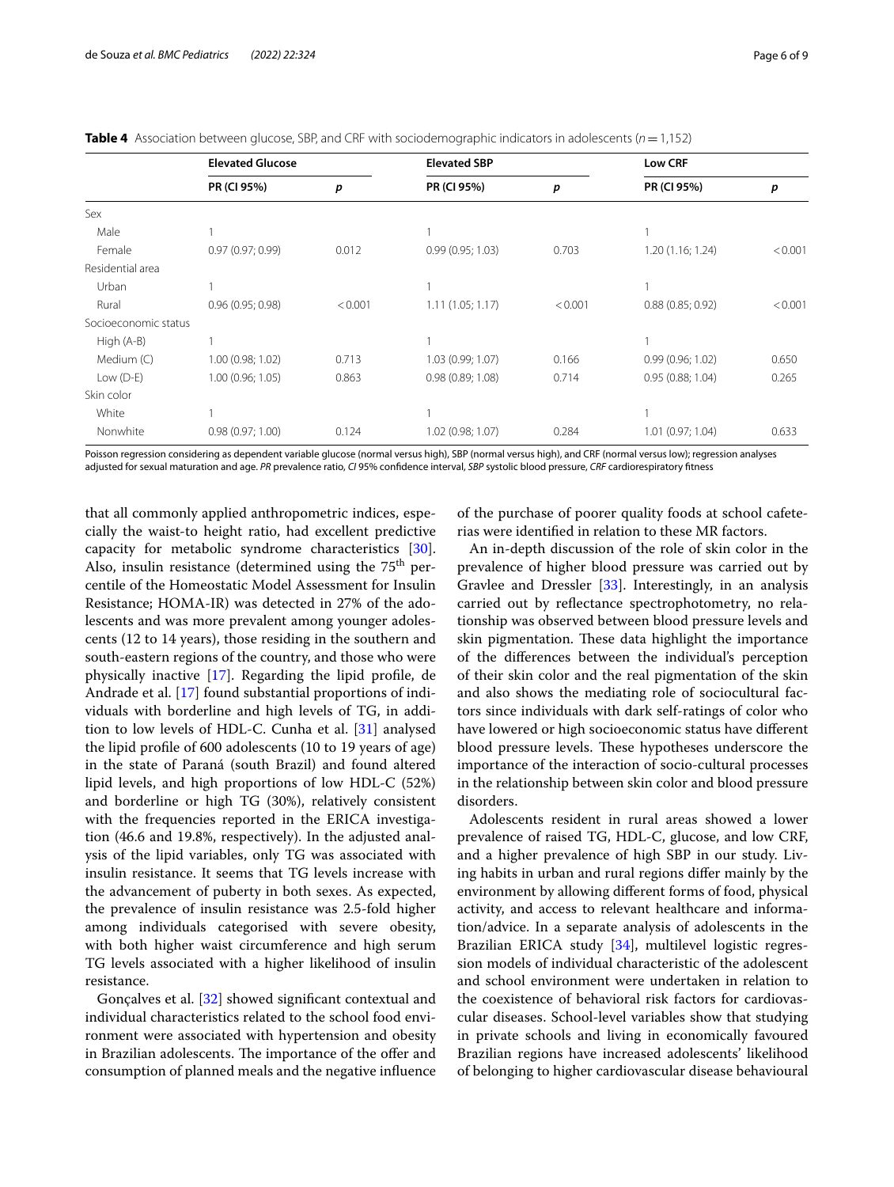**Table 4** Association between glucose, SBP, and CRF with sociodemographic indicators in adolescents ($n = 1,152$)

| | Elevated Glucose | | Elevated SBP | | Low CRF | |
|---|---|---|---|---|---|---|
| | PR (CI 95%) | *p* | PR (CI 95%) | *p* | PR (CI 95%) | *p* |
| Sex | | | | | | |
| Male | 1 | | 1 | | 1 | |
| Female | 0.97 (0.97; 0.99) | 0.012 | 0.99 (0.95; 1.03) | 0.703 | 1.20 (1.16; 1.24) | < 0.001 |
| Residential area | | | | | | |
| Urban | 1 | | 1 | | 1 | |
| Rural | 0.96 (0.95; 0.98) | < 0.001 | 1.11 (1.05; 1.17) | < 0.001 | 0.88 (0.85; 0.92) | < 0.001 |
| Socioeconomic status | | | | | | |
| High (A-B) | 1 | | 1 | | 1 | |
| Medium (C) | 1.00 (0.98; 1.02) | 0.713 | 1.03 (0.99; 1.07) | 0.166 | 0.99 (0.96; 1.02) | 0.650 |
| Low (D-E) | 1.00 (0.96; 1.05) | 0.863 | 0.98 (0.89; 1.08) | 0.714 | 0.95 (0.88; 1.04) | 0.265 |
| Skin color | | | | | | |
| White | 1 | | 1 | | 1 | |
| Nonwhite | 0.98 (0.97; 1.00) | 0.124 | 1.02 (0.98; 1.07) | 0.284 | 1.01 (0.97; 1.04) | 0.633 |

Poisson regression considering as dependent variable glucose (normal versus high), SBP (normal versus high), and CRF (normal versus low); regression analyses adjusted for sexual maturation and age. *PR* prevalence ratio, *CI* 95% confidence interval, *SBP* systolic blood pressure, *CRF* cardiorespiratory fitness

that all commonly applied anthropometric indices, especially the waist-to height ratio, had excellent predictive capacity for metabolic syndrome characteristics [30]. Also, insulin resistance (determined using the 75$^{th}$ percentile of the Homeostatic Model Assessment for Insulin Resistance; HOMA-IR) was detected in 27% of the adolescents and was more prevalent among younger adolescents (12 to 14 years), those residing in the southern and south-eastern regions of the country, and those who were physically inactive [17]. Regarding the lipid profile, de Andrade et al. [17] found substantial proportions of individuals with borderline and high levels of TG, in addition to low levels of HDL-C. Cunha et al. [31] analysed the lipid profile of 600 adolescents (10 to 19 years of age) in the state of Paraná (south Brazil) and found altered lipid levels, and high proportions of low HDL-C (52%) and borderline or high TG (30%), relatively consistent with the frequencies reported in the ERICA investigation (46.6 and 19.8%, respectively). In the adjusted analysis of the lipid variables, only TG was associated with insulin resistance. It seems that TG levels increase with the advancement of puberty in both sexes. As expected, the prevalence of insulin resistance was 2.5-fold higher among individuals categorised with severe obesity, with both higher waist circumference and high serum TG levels associated with a higher likelihood of insulin resistance.

Gonçalves et al. [32] showed significant contextual and individual characteristics related to the school food environment were associated with hypertension and obesity in Brazilian adolescents. The importance of the offer and consumption of planned meals and the negative influence of the purchase of poorer quality foods at school cafeterias were identified in relation to these MR factors.

An in-depth discussion of the role of skin color in the prevalence of higher blood pressure was carried out by Gravlee and Dressler [33]. Interestingly, in an analysis carried out by reflectance spectrophotometry, no relationship was observed between blood pressure levels and skin pigmentation. These data highlight the importance of the differences between the individual's perception of their skin color and the real pigmentation of the skin and also shows the mediating role of sociocultural factors since individuals with dark self-ratings of color who have lowered or high socioeconomic status have different blood pressure levels. These hypotheses underscore the importance of the interaction of socio-cultural processes in the relationship between skin color and blood pressure disorders.

Adolescents resident in rural areas showed a lower prevalence of raised TG, HDL-C, glucose, and low CRF, and a higher prevalence of high SBP in our study. Living habits in urban and rural regions differ mainly by the environment by allowing different forms of food, physical activity, and access to relevant healthcare and information/advice. In a separate analysis of adolescents in the Brazilian ERICA study [34], multilevel logistic regression models of individual characteristic of the adolescent and school environment were undertaken in relation to the coexistence of behavioral risk factors for cardiovascular diseases. School-level variables show that studying in private schools and living in economically favoured Brazilian regions have increased adolescents' likelihood of belonging to higher cardiovascular disease behavioural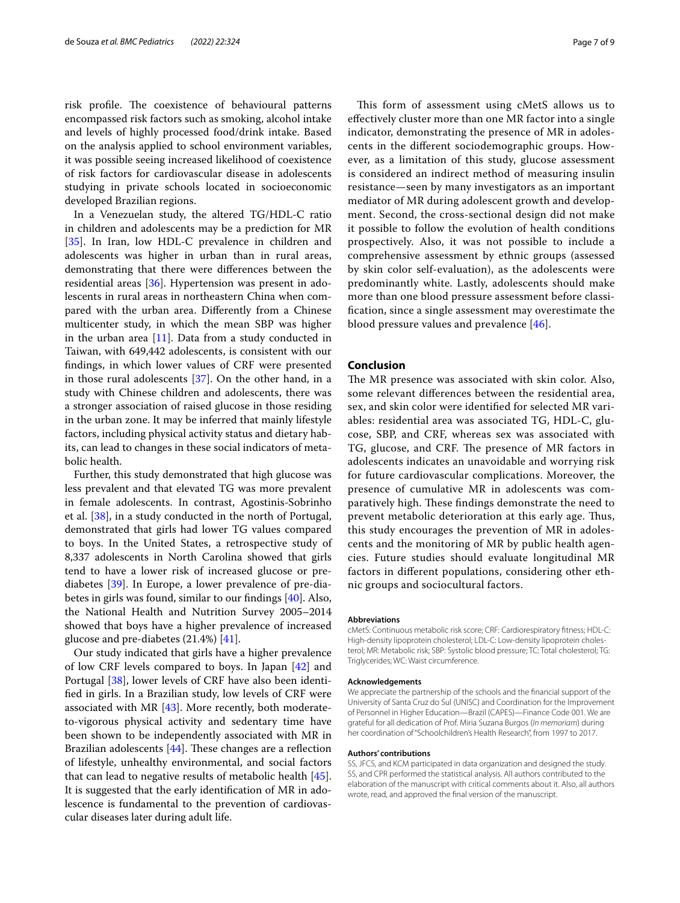risk profile. The coexistence of behavioural patterns encompassed risk factors such as smoking, alcohol intake and levels of highly processed food/drink intake. Based on the analysis applied to school environment variables, it was possible seeing increased likelihood of coexistence of risk factors for cardiovascular disease in adolescents studying in private schools located in socioeconomic developed Brazilian regions.

In a Venezuelan study, the altered TG/HDL-C ratio in children and adolescents may be a prediction for MR [35]. In Iran, low HDL-C prevalence in children and adolescents was higher in urban than in rural areas, demonstrating that there were differences between the residential areas [36]. Hypertension was present in adolescents in rural areas in northeastern China when compared with the urban area. Differently from a Chinese multicenter study, in which the mean SBP was higher in the urban area [11]. Data from a study conducted in Taiwan, with 649,442 adolescents, is consistent with our findings, in which lower values of CRF were presented in those rural adolescents [37]. On the other hand, in a study with Chinese children and adolescents, there was a stronger association of raised glucose in those residing in the urban zone. It may be inferred that mainly lifestyle factors, including physical activity status and dietary habits, can lead to changes in these social indicators of metabolic health.

Further, this study demonstrated that high glucose was less prevalent and that elevated TG was more prevalent in female adolescents. In contrast, Agostinis-Sobrinho et al. [38], in a study conducted in the north of Portugal, demonstrated that girls had lower TG values compared to boys. In the United States, a retrospective study of 8,337 adolescents in North Carolina showed that girls tend to have a lower risk of increased glucose or pre-diabetes [39]. In Europe, a lower prevalence of pre-diabetes in girls was found, similar to our findings [40]. Also, the National Health and Nutrition Survey 2005–2014 showed that boys have a higher prevalence of increased glucose and pre-diabetes (21.4%) [41].

Our study indicated that girls have a higher prevalence of low CRF levels compared to boys. In Japan [42] and Portugal [38], lower levels of CRF have also been identified in girls. In a Brazilian study, low levels of CRF were associated with MR [43]. More recently, both moderate-to-vigorous physical activity and sedentary time have been shown to be independently associated with MR in Brazilian adolescents [44]. These changes are a reflection of lifestyle, unhealthy environmental, and social factors that can lead to negative results of metabolic health [45]. It is suggested that the early identification of MR in adolescence is fundamental to the prevention of cardiovascular diseases later during adult life.

This form of assessment using cMetS allows us to effectively cluster more than one MR factor into a single indicator, demonstrating the presence of MR in adolescents in the different sociodemographic groups. However, as a limitation of this study, glucose assessment is considered an indirect method of measuring insulin resistance—seen by many investigators as an important mediator of MR during adolescent growth and development. Second, the cross-sectional design did not make it possible to follow the evolution of health conditions prospectively. Also, it was not possible to include a comprehensive assessment by ethnic groups (assessed by skin color self-evaluation), as the adolescents were predominantly white. Lastly, adolescents should make more than one blood pressure assessment before classification, since a single assessment may overestimate the blood pressure values and prevalence [46].

## Conclusion

The MR presence was associated with skin color. Also, some relevant differences between the residential area, sex, and skin color were identified for selected MR variables: residential area was associated TG, HDL-C, glucose, SBP, and CRF, whereas sex was associated with TG, glucose, and CRF. The presence of MR factors in adolescents indicates an unavoidable and worrying risk for future cardiovascular complications. Moreover, the presence of cumulative MR in adolescents was comparatively high. These findings demonstrate the need to prevent metabolic deterioration at this early age. Thus, this study encourages the prevention of MR in adolescents and the monitoring of MR by public health agencies. Future studies should evaluate longitudinal MR factors in different populations, considering other ethnic groups and sociocultural factors.

#### Abbreviations

cMetS: Continuous metabolic risk score; CRF: Cardiorespiratory fitness; HDL-C: High-density lipoprotein cholesterol; LDL-C: Low-density lipoprotein cholesterol; MR: Metabolic risk; SBP: Systolic blood pressure; TC: Total cholesterol; TG: Triglycerides; WC: Waist circumference.

#### Acknowledgements

We appreciate the partnership of the schools and the financial support of the University of Santa Cruz do Sul (UNISC) and Coordination for the Improvement of Personnel in Higher Education—Brazil (CAPES)—Finance Code 001. We are grateful for all dedication of Prof. Miria Suzana Burgos (*In memoriam*) during her coordination of "Schoolchildren's Health Research", from 1997 to 2017.

#### Authors' contributions

SS, JFCS, and KCM participated in data organization and designed the study. SS, and CPR performed the statistical analysis. All authors contributed to the elaboration of the manuscript with critical comments about it. Also, all authors wrote, read, and approved the final version of the manuscript.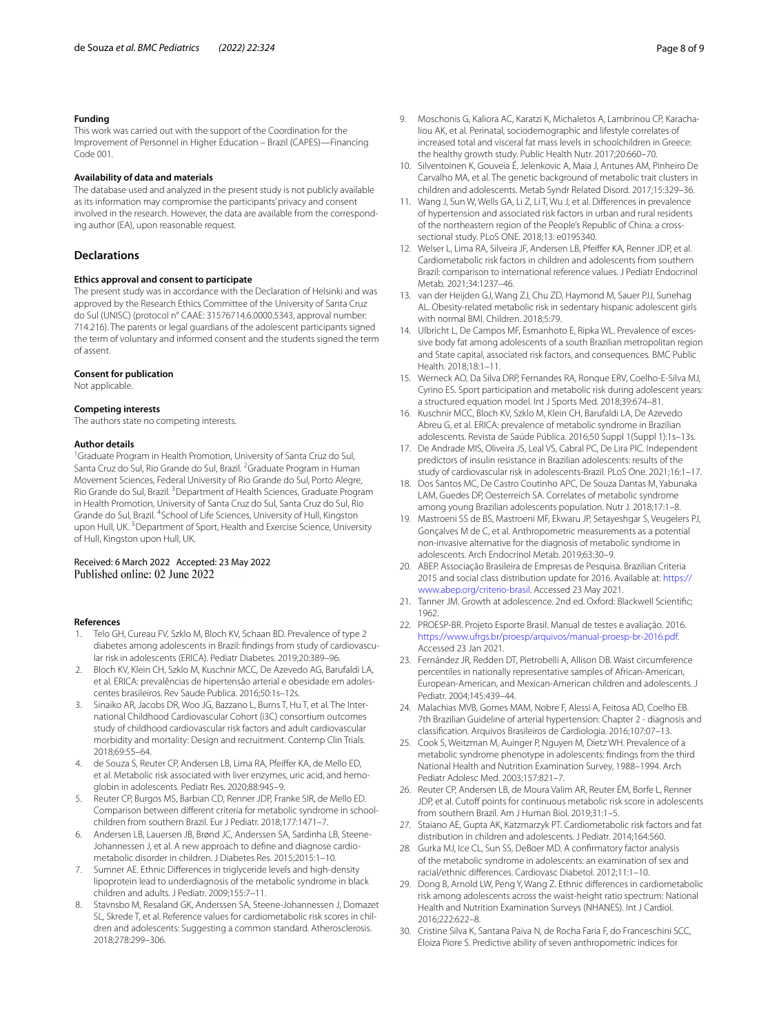**Funding**

This work was carried out with the support of the Coordination for the Improvement of Personnel in Higher Education – Brazil (CAPES)—Financing Code 001.

**Availability of data and materials**

The database used and analyzed in the present study is not publicly available as its information may compromise the participants' privacy and consent involved in the research. However, the data are available from the corresponding author (EA), upon reasonable request.

## Declarations

**Ethics approval and consent to participate**

The present study was in accordance with the Declaration of Helsinki and was approved by the Research Ethics Committee of the University of Santa Cruz do Sul (UNISC) (protocol n° CAAE: 31576714.6.0000.5343, approval number: 714.216). The parents or legal guardians of the adolescent participants signed the term of voluntary and informed consent and the students signed the term of assent.

**Consent for publication**

Not applicable.

**Competing interests**

The authors state no competing interests.

**Author details**

[1]Graduate Program in Health Promotion, University of Santa Cruz do Sul, Santa Cruz do Sul, Rio Grande do Sul, Brazil. [2]Graduate Program in Human Movement Sciences, Federal University of Rio Grande do Sul, Porto Alegre, Rio Grande do Sul, Brazil. [3]Department of Health Sciences, Graduate Program in Health Promotion, University of Santa Cruz do Sul, Santa Cruz do Sul, Rio Grande do Sul, Brazil. [4]School of Life Sciences, University of Hull, Kingston upon Hull, UK. [5]Department of Sport, Health and Exercise Science, University of Hull, Kingston upon Hull, UK.

Received: 6 March 2022 Accepted: 23 May 2022
Published online: 02 June 2022

**References**

1. Telo GH, Cureau FV, Szklo M, Bloch KV, Schaan BD. Prevalence of type 2 diabetes among adolescents in Brazil: findings from study of cardiovascular risk in adolescents (ERICA). Pediatr Diabetes. 2019;20:389–96.
2. Bloch KV, Klein CH, Szklo M, Kuschnir MCC, De Azevedo AG, Barufaldi LA, et al. ERICA: prevalências de hipertensão arterial e obesidade em adolescentes brasileiros. Rev Saude Publica. 2016;50:1s–12s.
3. Sinaiko AR, Jacobs DR, Woo JG, Bazzano L, Burns T, Hu T, et al. The International Childhood Cardiovascular Cohort (i3C) consortium outcomes study of childhood cardiovascular risk factors and adult cardiovascular morbidity and mortality: Design and recruitment. Contemp Clin Trials. 2018;69:55–64.
4. de Souza S, Reuter CP, Andersen LB, Lima RA, Pfeiffer KA, de Mello ED, et al. Metabolic risk associated with liver enzymes, uric acid, and hemoglobin in adolescents. Pediatr Res. 2020;88:945–9.
5. Reuter CP, Burgos MS, Barbian CD, Renner JDP, Franke SIR, de Mello ED. Comparison between different criteria for metabolic syndrome in schoolchildren from southern Brazil. Eur J Pediatr. 2018;177:1471–7.
6. Andersen LB, Lauersen JB, Brønd JC, Anderssen SA, Sardinha LB, Steene-Johannessen J, et al. A new approach to define and diagnose cardiometabolic disorder in children. J Diabetes Res. 2015;2015:1–10.
7. Sumner AE. Ethnic Differences in triglyceride levels and high-density lipoprotein lead to underdiagnosis of the metabolic syndrome in black children and adults. J Pediatr. 2009;155:7–11.
8. Stavnsbo M, Resaland GK, Anderssen SA, Steene-Johannessen J, Domazet SL, Skrede T, et al. Reference values for cardiometabolic risk scores in children and adolescents: Suggesting a common standard. Atherosclerosis. 2018;278:299–306.
9. Moschonis G, Kaliora AC, Karatzi K, Michaletos A, Lambrinou CP, Karachaliou AK, et al. Perinatal, sociodemographic and lifestyle correlates of increased total and visceral fat mass levels in schoolchildren in Greece: the healthy growth study. Public Health Nutr. 2017;20:660–70.
10. Silventoinen K, Gouveia É, Jelenkovic A, Maia J, Antunes AM, Pinheiro De Carvalho MA, et al. The genetic background of metabolic trait clusters in children and adolescents. Metab Syndr Related Disord. 2017;15:329–36.
11. Wang J, Sun W, Wells GA, Li Z, Li T, Wu J, et al. Differences in prevalence of hypertension and associated risk factors in urban and rural residents of the northeastern region of the People's Republic of China: a cross-sectional study. PLoS ONE. 2018;13: e0195340.
12. Welser L, Lima RA, Silveira JF, Andersen LB, Pfeiffer KA, Renner JDP, et al. Cardiometabolic risk factors in children and adolescents from southern Brazil: comparison to international reference values. J Pediatr Endocrinol Metab. 2021;34:1237–46.
13. van der Heijden GJ, Wang ZJ, Chu ZD, Haymond M, Sauer PJJ, Sunehag AL. Obesity-related metabolic risk in sedentary hispanic adolescent girls with normal BMI. Children. 2018;5:79.
14. Ulbricht L, De Campos MF, Esmanhoto E, Ripka WL. Prevalence of excessive body fat among adolescents of a south Brazilian metropolitan region and State capital, associated risk factors, and consequences. BMC Public Health. 2018;18:1–11.
15. Werneck AO, Da Silva DRP, Fernandes RA, Ronque ERV, Coelho-E-Silva MJ, Cyrino ES. Sport participation and metabolic risk during adolescent years: a structured equation model. Int J Sports Med. 2018;39:674–81.
16. Kuschnir MCC, Bloch KV, Szklo M, Klein CH, Barufaldi LA, De Azevedo Abreu G, et al. ERICA: prevalence of metabolic syndrome in Brazilian adolescents. Revista de Saúde Pública. 2016;50 Suppl 1(Suppl 1):1s–13s.
17. De Andrade MIS, Oliveira JS, Leal VS, Cabral PC, De Lira PIC. Independent predictors of insulin resistance in Brazilian adolescents: results of the study of cardiovascular risk in adolescents-Brazil. PLoS One. 2021;16:1–17.
18. Dos Santos MC, De Castro Coutinho APC, De Souza Dantas M, Yabunaka LAM, Guedes DP, Oesterreich SA. Correlates of metabolic syndrome among young Brazilian adolescents population. Nutr J. 2018;17:1–8.
19. Mastroeni SS de BS, Mastroeni MF, Ekwaru JP, Setayeshgar S, Veugelers PJ, Gonçalves M de C, et al. Anthropometric measurements as a potential non-invasive alternative for the diagnosis of metabolic syndrome in adolescents. Arch Endocrinol Metab. 2019;63:30–9.
20. ABEP. Associação Brasileira de Empresas de Pesquisa. Brazilian Criteria 2015 and social class distribution update for 2016. Available at: https://www.abep.org/criterio-brasil. Accessed 23 May 2021.
21. Tanner JM. Growth at adolescence. 2nd ed. Oxford: Blackwell Scientific; 1962.
22. PROESP-BR. Projeto Esporte Brasil. Manual de testes e avaliação. 2016. https://www.ufrgs.br/proesp/arquivos/manual-proesp-br-2016.pdf. Accessed 23 Jan 2021.
23. Fernández JR, Redden DT, Pietrobelli A, Allison DB. Waist circumference percentiles in nationally representative samples of African-American, European-American, and Mexican-American children and adolescents. J Pediatr. 2004;145:439–44.
24. Malachias MVB, Gomes MAM, Nobre F, Alessi A, Feitosa AD, Coelho EB. 7th Brazilian Guideline of arterial hypertension: Chapter 2 - diagnosis and classification. Arquivos Brasileiros de Cardiologia. 2016;107:07–13.
25. Cook S, Weitzman M, Auinger P, Nguyen M, Dietz WH. Prevalence of a metabolic syndrome phenotype in adolescents: findings from the third National Health and Nutrition Examination Survey, 1988–1994. Arch Pediatr Adolesc Med. 2003;157:821–7.
26. Reuter CP, Andersen LB, de Moura Valim AR, Reuter ÉM, Borfe L, Renner JDP, et al. Cutoff points for continuous metabolic risk score in adolescents from southern Brazil. Am J Human Biol. 2019;31:1–5.
27. Staiano AE, Gupta AK, Katzmarzyk PT. Cardiometabolic risk factors and fat distribution in children and adolescents. J Pediatr. 2014;164:560.
28. Gurka MJ, Ice CL, Sun SS, DeBoer MD. A confirmatory factor analysis of the metabolic syndrome in adolescents: an examination of sex and racial/ethnic differences. Cardiovasc Diabetol. 2012;11:1–10.
29. Dong B, Arnold LW, Peng Y, Wang Z. Ethnic differences in cardiometabolic risk among adolescents across the waist-height ratio spectrum: National Health and Nutrition Examination Surveys (NHANES). Int J Cardiol. 2016;222:622–8.
30. Cristine Silva K, Santana Paiva N, de Rocha Faria F, do Franceschini SCC, Eloiza Piore S. Predictive ability of seven anthropometric indices for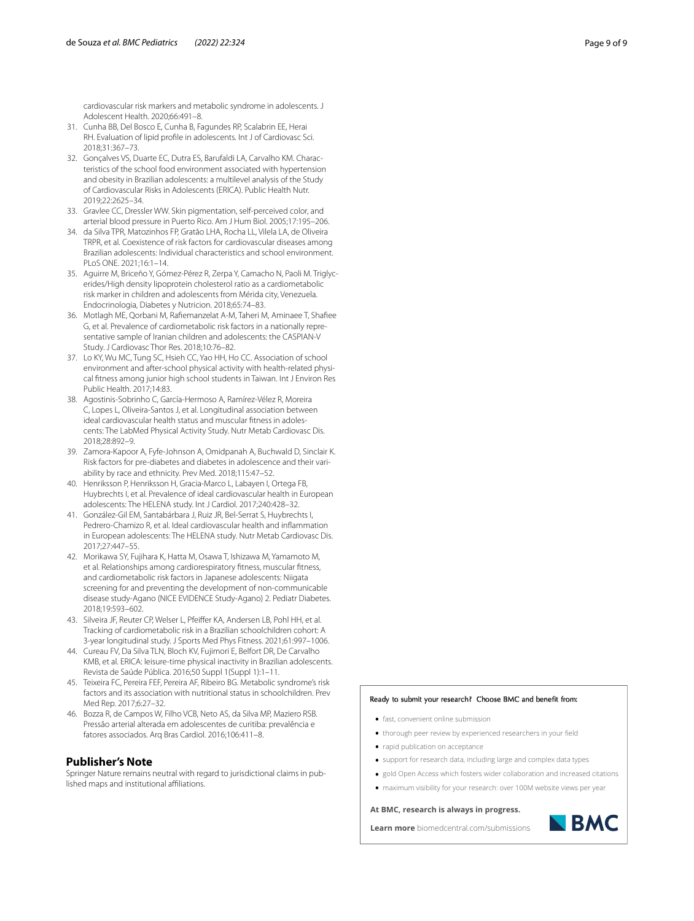cardiovascular risk markers and metabolic syndrome in adolescents. J Adolescent Health. 2020;66:491–8.

31. Cunha BB, Del Bosco E, Cunha B, Fagundes RP, Scalabrin EE, Herai RH. Evaluation of lipid profile in adolescents. Int J of Cardiovasc Sci. 2018;31:367–73.
32. Gonçalves VS, Duarte EC, Dutra ES, Barufaldi LA, Carvalho KM. Characteristics of the school food environment associated with hypertension and obesity in Brazilian adolescents: a multilevel analysis of the Study of Cardiovascular Risks in Adolescents (ERICA). Public Health Nutr. 2019;22:2625–34.
33. Gravlee CC, Dressler WW. Skin pigmentation, self-perceived color, and arterial blood pressure in Puerto Rico. Am J Hum Biol. 2005;17:195–206.
34. da Silva TPR, Matozinhos FP, Gratão LHA, Rocha LL, Vilela LA, de Oliveira TRPR, et al. Coexistence of risk factors for cardiovascular diseases among Brazilian adolescents: Individual characteristics and school environment. PLoS ONE. 2021;16:1–14.
35. Aguirre M, Briceño Y, Gómez-Pérez R, Zerpa Y, Camacho N, Paoli M. Triglycerides/High density lipoprotein cholesterol ratio as a cardiometabolic risk marker in children and adolescents from Mérida city, Venezuela. Endocrinologia, Diabetes y Nutricion. 2018;65:74–83.
36. Motlagh ME, Qorbani M, Rafiemanzelat A-M, Taheri M, Aminaee T, Shafiee G, et al. Prevalence of cardiometabolic risk factors in a nationally representative sample of Iranian children and adolescents: the CASPIAN-V Study. J Cardiovasc Thor Res. 2018;10:76–82.
37. Lo KY, Wu MC, Tung SC, Hsieh CC, Yao HH, Ho CC. Association of school environment and after-school physical activity with health-related physical fitness among junior high school students in Taiwan. Int J Environ Res Public Health. 2017;14:83.
38. Agostinis-Sobrinho C, García-Hermoso A, Ramírez-Vélez R, Moreira C, Lopes L, Oliveira-Santos J, et al. Longitudinal association between ideal cardiovascular health status and muscular fitness in adolescents: The LabMed Physical Activity Study. Nutr Metab Cardiovasc Dis. 2018;28:892–9.
39. Zamora-Kapoor A, Fyfe-Johnson A, Omidpanah A, Buchwald D, Sinclair K. Risk factors for pre-diabetes and diabetes in adolescence and their variability by race and ethnicity. Prev Med. 2018;115:47–52.
40. Henriksson P, Henriksson H, Gracia-Marco L, Labayen I, Ortega FB, Huybrechts I, et al. Prevalence of ideal cardiovascular health in European adolescents: The HELENA study. Int J Cardiol. 2017;240:428–32.
41. González-Gil EM, Santabárbara J, Ruiz JR, Bel-Serrat S, Huybrechts I, Pedrero-Chamizo R, et al. Ideal cardiovascular health and inflammation in European adolescents: The HELENA study. Nutr Metab Cardiovasc Dis. 2017;27:447–55.
42. Morikawa SY, Fujihara K, Hatta M, Osawa T, Ishizawa M, Yamamoto M, et al. Relationships among cardiorespiratory fitness, muscular fitness, and cardiometabolic risk factors in Japanese adolescents: Niigata screening for and preventing the development of non-communicable disease study-Agano (NICE EVIDENCE Study-Agano) 2. Pediatr Diabetes. 2018;19:593–602.
43. Silveira JF, Reuter CP, Welser L, Pfeiffer KA, Andersen LB, Pohl HH, et al. Tracking of cardiometabolic risk in a Brazilian schoolchildren cohort: A 3-year longitudinal study. J Sports Med Phys Fitness. 2021;61:997–1006.
44. Cureau FV, Da Silva TLN, Bloch KV, Fujimori E, Belfort DR, De Carvalho KMB, et al. ERICA: leisure-time physical inactivity in Brazilian adolescents. Revista de Saúde Pública. 2016;50 Suppl 1(Suppl 1):1–11.
45. Teixeira FC, Pereira FEF, Pereira AF, Ribeiro BG. Metabolic syndrome's risk factors and its association with nutritional status in schoolchildren. Prev Med Rep. 2017;6:27–32.
46. Bozza R, de Campos W, Filho VCB, Neto AS, da Silva MP, Maziero RSB. Pressão arterial alterada em adolescentes de curitiba: prevalência e fatores associados. Arq Bras Cardiol. 2016;106:411–8.

## Publisher's Note

Springer Nature remains neutral with regard to jurisdictional claims in published maps and institutional affiliations.

Ready to submit your research? Choose BMC and benefit from:

- fast, convenient online submission
- thorough peer review by experienced researchers in your field
- rapid publication on acceptance
- support for research data, including large and complex data types
- gold Open Access which fosters wider collaboration and increased citations
- maximum visibility for your research: over 100M website views per year

**At BMC, research is always in progress.**

**Learn more** biomedcentral.com/submissions

BMC